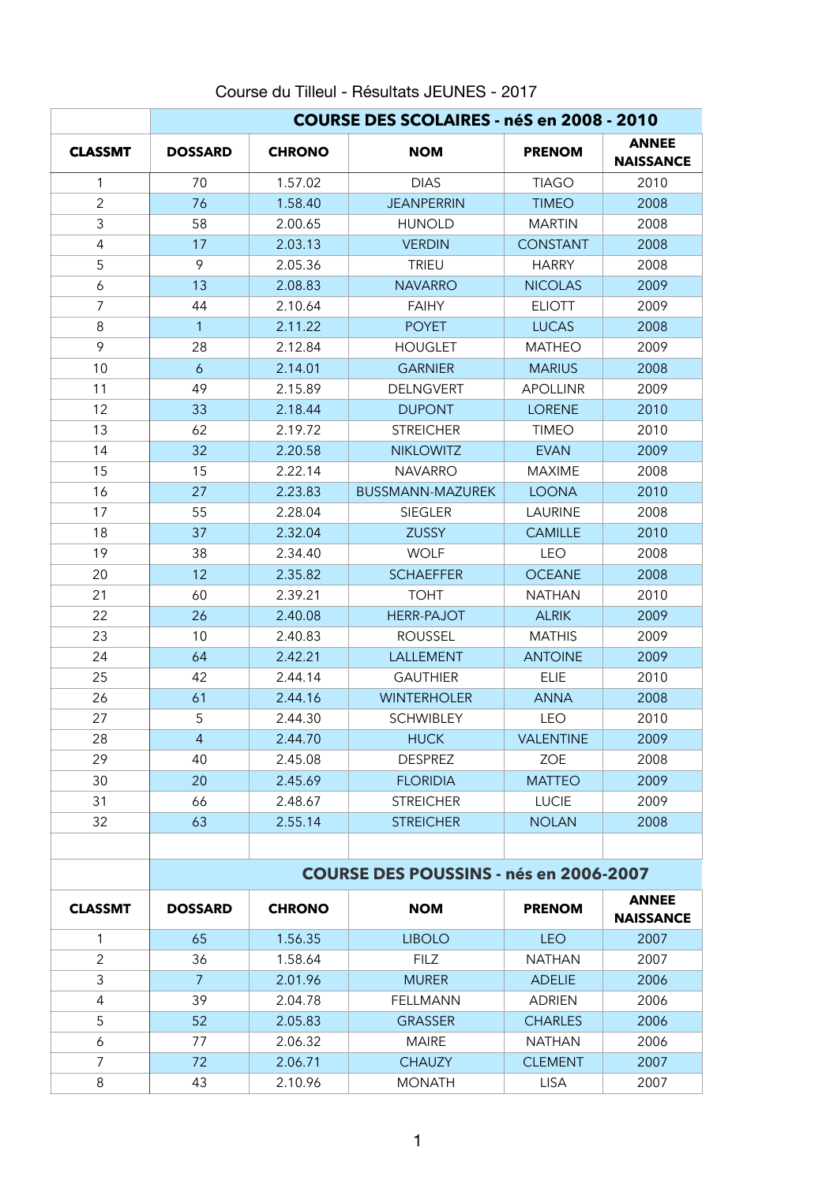Course du Tilleul - Résultats JEUNES - 2017

| | COURSE DES SCOLAIRES - néS en 2008 - 2010 | | | | |
|---|---|---|---|---|---|
| **CLASSMT** | **DOSSARD** | **CHRONO** | **NOM** | **PRENOM** | **ANNEE NAISSANCE** |
| 1 | 70 | 1.57.02 | DIAS | TIAGO | 2010 |
| 2 | 76 | 1.58.40 | JEANPERRIN | TIMEO | 2008 |
| 3 | 58 | 2.00.65 | HUNOLD | MARTIN | 2008 |
| 4 | 17 | 2.03.13 | VERDIN | CONSTANT | 2008 |
| 5 | 9 | 2.05.36 | TRIEU | HARRY | 2008 |
| 6 | 13 | 2.08.83 | NAVARRO | NICOLAS | 2009 |
| 7 | 44 | 2.10.64 | FAIHY | ELIOTT | 2009 |
| 8 | 1 | 2.11.22 | POYET | LUCAS | 2008 |
| 9 | 28 | 2.12.84 | HOUGLET | MATHEO | 2009 |
| 10 | 6 | 2.14.01 | GARNIER | MARIUS | 2008 |
| 11 | 49 | 2.15.89 | DELNGVERT | APOLLINR | 2009 |
| 12 | 33 | 2.18.44 | DUPONT | LORENE | 2010 |
| 13 | 62 | 2.19.72 | STREICHER | TIMEO | 2010 |
| 14 | 32 | 2.20.58 | NIKLOWITZ | EVAN | 2009 |
| 15 | 15 | 2.22.14 | NAVARRO | MAXIME | 2008 |
| 16 | 27 | 2.23.83 | BUSSMANN-MAZUREK | LOONA | 2010 |
| 17 | 55 | 2.28.04 | SIEGLER | LAURINE | 2008 |
| 18 | 37 | 2.32.04 | ZUSSY | CAMILLE | 2010 |
| 19 | 38 | 2.34.40 | WOLF | LEO | 2008 |
| 20 | 12 | 2.35.82 | SCHAEFFER | OCEANE | 2008 |
| 21 | 60 | 2.39.21 | TOHT | NATHAN | 2010 |
| 22 | 26 | 2.40.08 | HERR-PAJOT | ALRIK | 2009 |
| 23 | 10 | 2.40.83 | ROUSSEL | MATHIS | 2009 |
| 24 | 64 | 2.42.21 | LALLEMENT | ANTOINE | 2009 |
| 25 | 42 | 2.44.14 | GAUTHIER | ELIE | 2010 |
| 26 | 61 | 2.44.16 | WINTERHOLER | ANNA | 2008 |
| 27 | 5 | 2.44.30 | SCHWIBLEY | LEO | 2010 |
| 28 | 4 | 2.44.70 | HUCK | VALENTINE | 2009 |
| 29 | 40 | 2.45.08 | DESPREZ | ZOE | 2008 |
| 30 | 20 | 2.45.69 | FLORIDIA | MATTEO | 2009 |
| 31 | 66 | 2.48.67 | STREICHER | LUCIE | 2009 |
| 32 | 63 | 2.55.14 | STREICHER | NOLAN | 2008 |

| | COURSE DES POUSSINS - nés en 2006-2007 | | | | |
|---|---|---|---|---|---|
| **CLASSMT** | **DOSSARD** | **CHRONO** | **NOM** | **PRENOM** | **ANNEE NAISSANCE** |
| 1 | 65 | 1.56.35 | LIBOLO | LEO | 2007 |
| 2 | 36 | 1.58.64 | FILZ | NATHAN | 2007 |
| 3 | 7 | 2.01.96 | MURER | ADELIE | 2006 |
| 4 | 39 | 2.04.78 | FELLMANN | ADRIEN | 2006 |
| 5 | 52 | 2.05.83 | GRASSER | CHARLES | 2006 |
| 6 | 77 | 2.06.32 | MAIRE | NATHAN | 2006 |
| 7 | 72 | 2.06.71 | CHAUZY | CLEMENT | 2007 |
| 8 | 43 | 2.10.96 | MONATH | LISA | 2007 |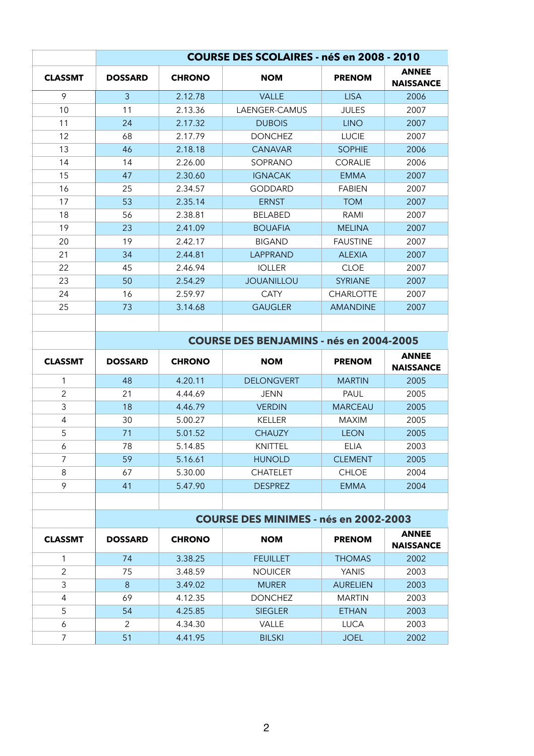| | COURSE DES SCOLAIRES - néS en 2008 - 2010 | | | | |
|---|---|---|---|---|---|
| **CLASSMT** | **DOSSARD** | **CHRONO** | **NOM** | **PRENOM** | **ANNEE NAISSANCE** |
| 9 | 3 | 2.12.78 | VALLE | LISA | 2006 |
| 10 | 11 | 2.13.36 | LAENGER-CAMUS | JULES | 2007 |
| 11 | 24 | 2.17.32 | DUBOIS | LINO | 2007 |
| 12 | 68 | 2.17.79 | DONCHEZ | LUCIE | 2007 |
| 13 | 46 | 2.18.18 | CANAVAR | SOPHIE | 2006 |
| 14 | 14 | 2.26.00 | SOPRANO | CORALIE | 2006 |
| 15 | 47 | 2.30.60 | IGNACAK | EMMA | 2007 |
| 16 | 25 | 2.34.57 | GODDARD | FABIEN | 2007 |
| 17 | 53 | 2.35.14 | ERNST | TOM | 2007 |
| 18 | 56 | 2.38.81 | BELABED | RAMI | 2007 |
| 19 | 23 | 2.41.09 | BOUAFIA | MELINA | 2007 |
| 20 | 19 | 2.42.17 | BIGAND | FAUSTINE | 2007 |
| 21 | 34 | 2.44.81 | LAPPRAND | ALEXIA | 2007 |
| 22 | 45 | 2.46.94 | IOLLER | CLOE | 2007 |
| 23 | 50 | 2.54.29 | JOUANILLOU | SYRIANE | 2007 |
| 24 | 16 | 2.59.97 | CATY | CHARLOTTE | 2007 |
| 25 | 73 | 3.14.68 | GAUGLER | AMANDINE | 2007 |

| | COURSE DES BENJAMINS - nés en 2004-2005 | | | | |
|---|---|---|---|---|---|
| **CLASSMT** | **DOSSARD** | **CHRONO** | **NOM** | **PRENOM** | **ANNEE NAISSANCE** |
| 1 | 48 | 4.20.11 | DELONGVERT | MARTIN | 2005 |
| 2 | 21 | 4.44.69 | JENN | PAUL | 2005 |
| 3 | 18 | 4.46.79 | VERDIN | MARCEAU | 2005 |
| 4 | 30 | 5.00.27 | KELLER | MAXIM | 2005 |
| 5 | 71 | 5.01.52 | CHAUZY | LEON | 2005 |
| 6 | 78 | 5.14.85 | KNITTEL | ELIA | 2003 |
| 7 | 59 | 5.16.61 | HUNOLD | CLEMENT | 2005 |
| 8 | 67 | 5.30.00 | CHATELET | CHLOE | 2004 |
| 9 | 41 | 5.47.90 | DESPREZ | EMMA | 2004 |

| | COURSE DES MINIMES - nés en 2002-2003 | | | | |
|---|---|---|---|---|---|
| **CLASSMT** | **DOSSARD** | **CHRONO** | **NOM** | **PRENOM** | **ANNEE NAISSANCE** |
| 1 | 74 | 3.38.25 | FEUILLET | THOMAS | 2002 |
| 2 | 75 | 3.48.59 | NOUICER | YANIS | 2003 |
| 3 | 8 | 3.49.02 | MURER | AURELIEN | 2003 |
| 4 | 69 | 4.12.35 | DONCHEZ | MARTIN | 2003 |
| 5 | 54 | 4.25.85 | SIEGLER | ETHAN | 2003 |
| 6 | 2 | 4.34.30 | VALLE | LUCA | 2003 |
| 7 | 51 | 4.41.95 | BILSKI | JOEL | 2002 |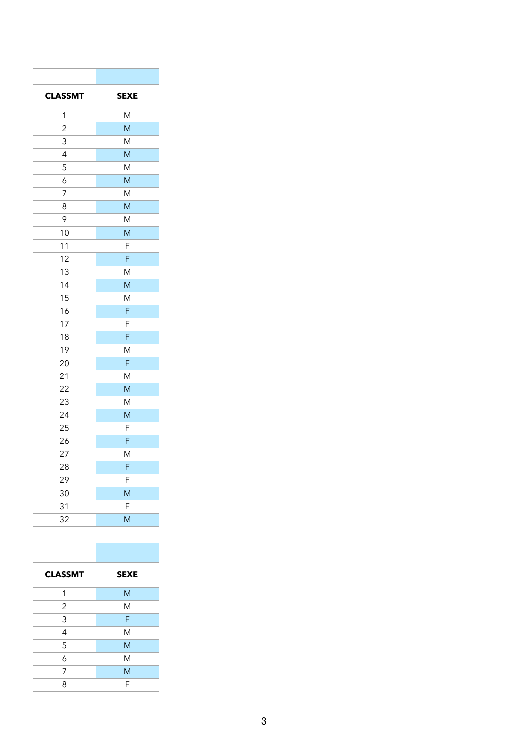| CLASSMT | SEXE |
|---|---|
| 1 | M |
| 2 | M |
| 3 | M |
| 4 | M |
| 5 | M |
| 6 | M |
| 7 | M |
| 8 | M |
| 9 | M |
| 10 | M |
| 11 | F |
| 12 | F |
| 13 | M |
| 14 | M |
| 15 | M |
| 16 | F |
| 17 | F |
| 18 | F |
| 19 | M |
| 20 | F |
| 21 | M |
| 22 | M |
| 23 | M |
| 24 | M |
| 25 | F |
| 26 | F |
| 27 | M |
| 28 | F |
| 29 | F |
| 30 | M |
| 31 | F |
| 32 | M |

| CLASSMT | SEXE |
|---|---|
| 1 | M |
| 2 | M |
| 3 | F |
| 4 | M |
| 5 | M |
| 6 | M |
| 7 | M |
| 8 | F |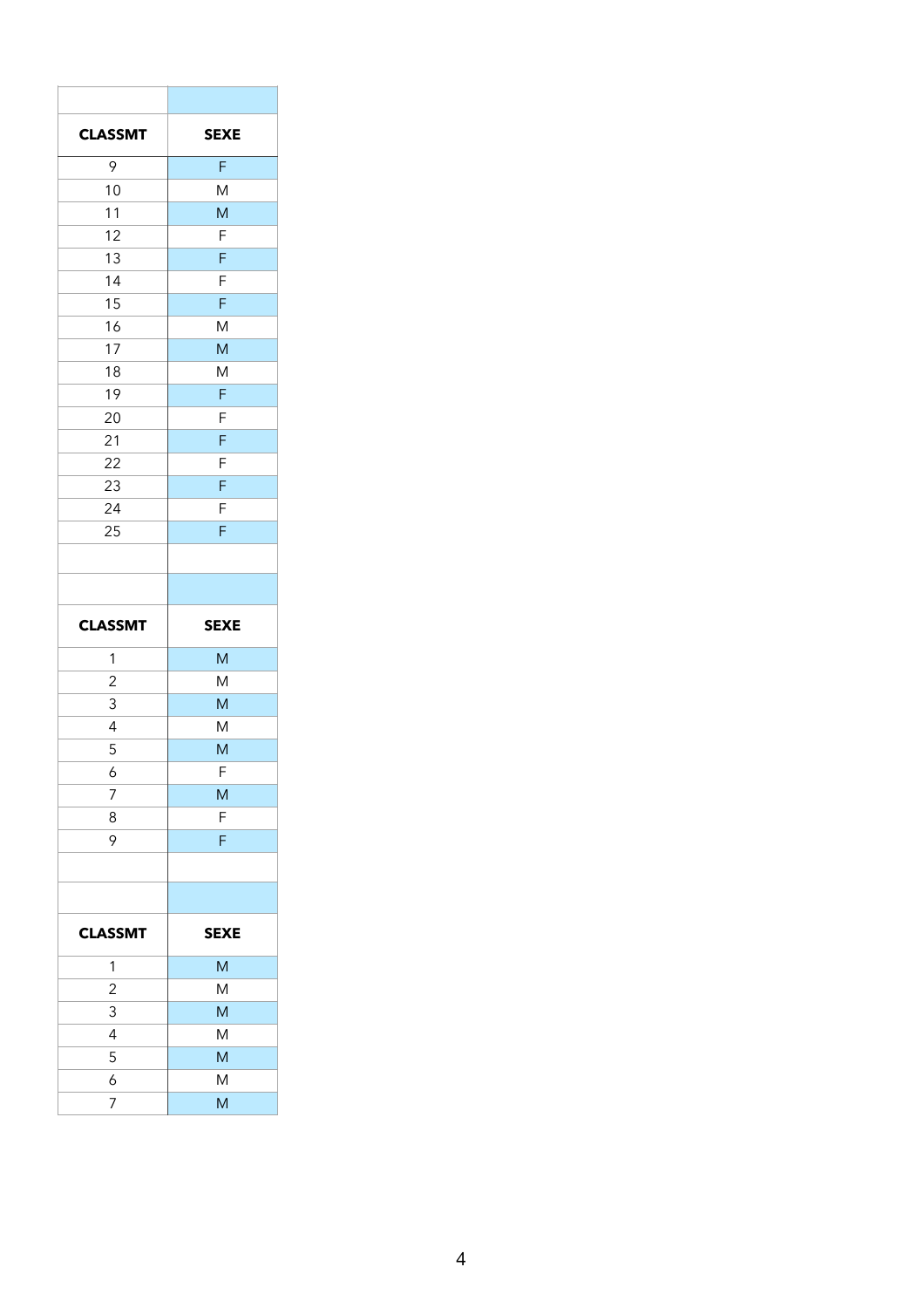| CLASSMT | SEXE |
|---|---|
| 9 | F |
| 10 | M |
| 11 | M |
| 12 | F |
| 13 | F |
| 14 | F |
| 15 | F |
| 16 | M |
| 17 | M |
| 18 | M |
| 19 | F |
| 20 | F |
| 21 | F |
| 22 | F |
| 23 | F |
| 24 | F |
| 25 | F |

| CLASSMT | SEXE |
|---|---|
| 1 | M |
| 2 | M |
| 3 | M |
| 4 | M |
| 5 | M |
| 6 | F |
| 7 | M |
| 8 | F |
| 9 | F |

| CLASSMT | SEXE |
|---|---|
| 1 | M |
| 2 | M |
| 3 | M |
| 4 | M |
| 5 | M |
| 6 | M |
| 7 | M |